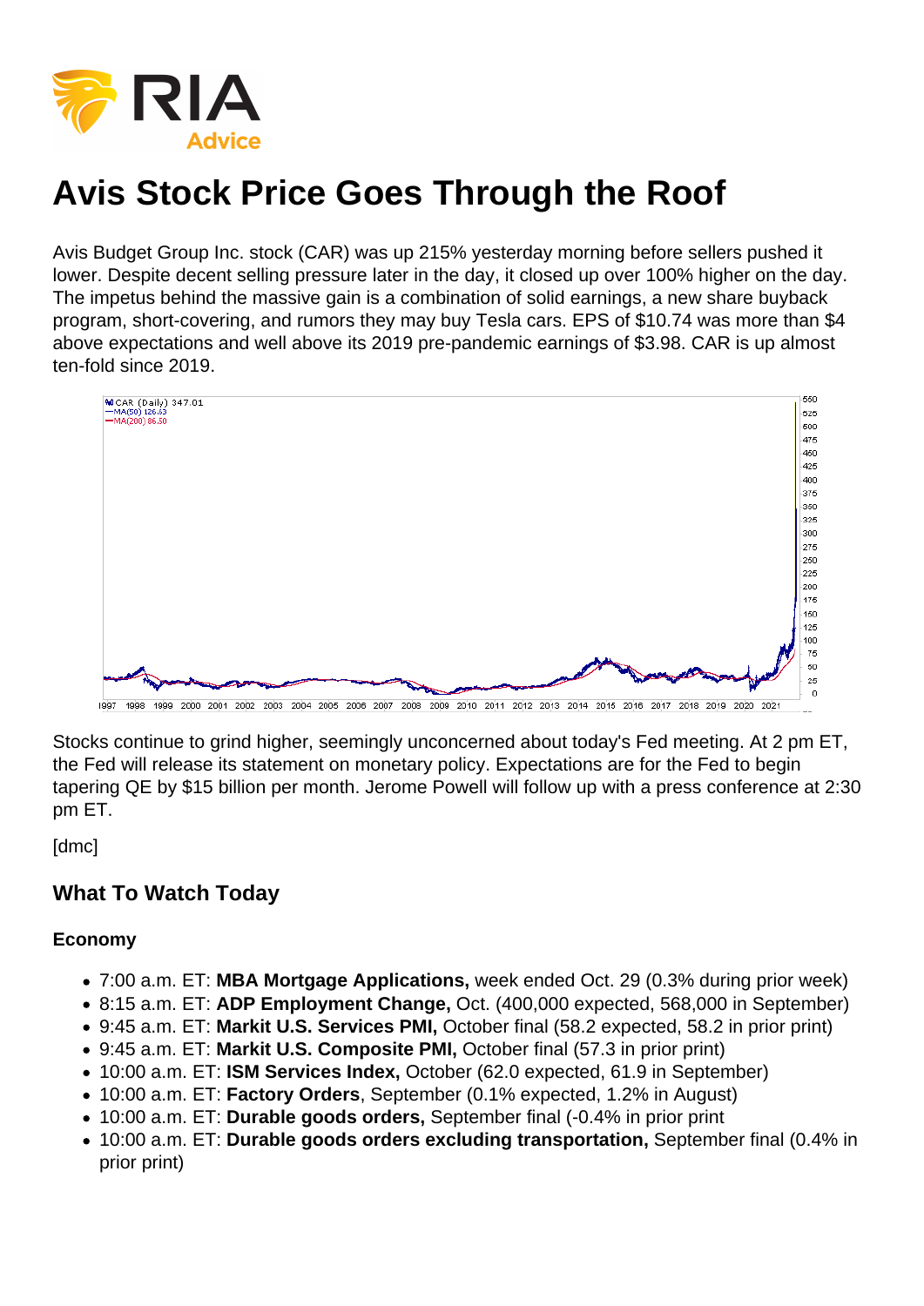# Avis Stock Price Goes Through the Roof

Avis Budget Group Inc. stock (CAR) was up 215% yesterday morning before sellers pushed it lower. Despite decent selling pressure later in the day, it closed up over 100% higher on the day. The impetus behind the massive gain is a combination of solid earnings, a new share buyback program, short-covering, and rumors they may buy Tesla cars. EPS of $10.74 was more than $4 above expectations and well above its 2019 pre-pandemic earnings of $3.98. CAR is up almost ten-fold since 2019.

CAR (Daily) 347.01
MA(50) 126.63
MA(200) 86.50

550
525
500
475
450
425
400
375
350
325
300
275
250
225
200
175
150
125
100
75
50
25
0

1997 1998 1999 2000 2001 2002 2003 2004 2005 2006 2007 2008 2009 2010 2011 2012 2013 2014 2015 2016 2017 2018 2019 2020 2021

Stocks continue to grind higher, seemingly unconcerned about today's Fed meeting. At 2 pm ET, the Fed will release its statement on monetary policy. Expectations are for the Fed to begin tapering QE by $15 billion per month. Jerome Powell will follow up with a press conference at 2:30 pm ET.

[dmc]

## What To Watch Today

### Economy

- 7:00 a.m. ET: **MBA Mortgage Applications,** week ended Oct. 29 (0.3% during prior week)
- 8:15 a.m. ET: **ADP Employment Change,** Oct. (400,000 expected, 568,000 in September)
- 9:45 a.m. ET: **Markit U.S. Services PMI,** October final (58.2 expected, 58.2 in prior print)
- 9:45 a.m. ET: **Markit U.S. Composite PMI,** October final (57.3 in prior print)
- 10:00 a.m. ET: **ISM Services Index,** October (62.0 expected, 61.9 in September)
- 10:00 a.m. ET: **Factory Orders**, September (0.1% expected, 1.2% in August)
- 10:00 a.m. ET: **Durable goods orders,** September final (-0.4% in prior print
- 10:00 a.m. ET: **Durable goods orders excluding transportation,** September final (0.4% in prior print)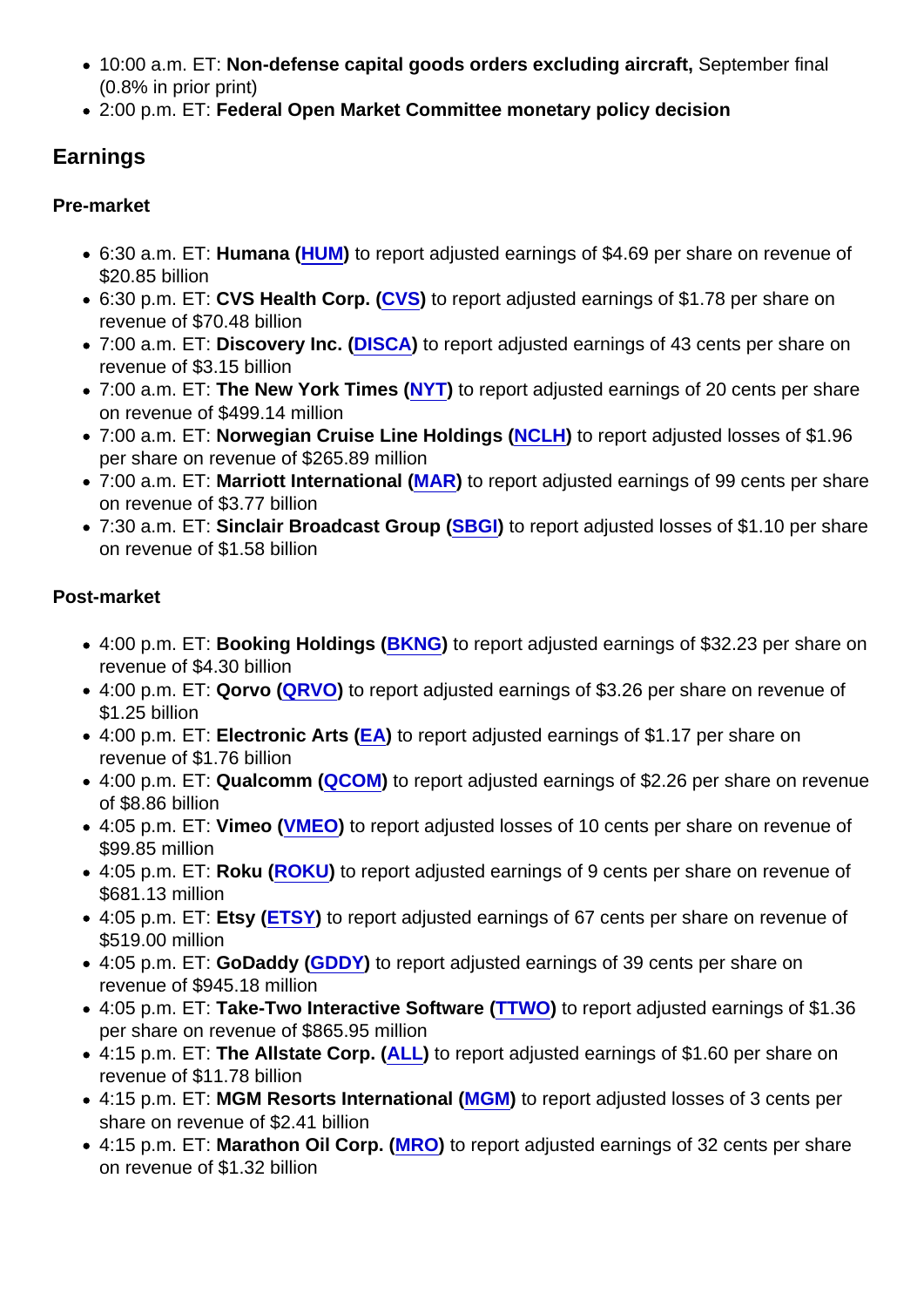- 10:00 a.m. ET: **Non-defense capital goods orders excluding aircraft,** September final (0.8% in prior print)
- 2:00 p.m. ET: **Federal Open Market Committee monetary policy decision**

## Earnings

### Pre-market

- 6:30 a.m. ET: **Humana (HUM)** to report adjusted earnings of $4.69 per share on revenue of $20.85 billion
- 6:30 p.m. ET: **CVS Health Corp. (CVS)** to report adjusted earnings of $1.78 per share on revenue of $70.48 billion
- 7:00 a.m. ET: **Discovery Inc. (DISCA)** to report adjusted earnings of 43 cents per share on revenue of $3.15 billion
- 7:00 a.m. ET: **The New York Times (NYT)** to report adjusted earnings of 20 cents per share on revenue of $499.14 million
- 7:00 a.m. ET: **Norwegian Cruise Line Holdings (NCLH)** to report adjusted losses of $1.96 per share on revenue of $265.89 million
- 7:00 a.m. ET: **Marriott International (MAR)** to report adjusted earnings of 99 cents per share on revenue of $3.77 billion
- 7:30 a.m. ET: **Sinclair Broadcast Group (SBGI)** to report adjusted losses of $1.10 per share on revenue of $1.58 billion

### Post-market

- 4:00 p.m. ET: **Booking Holdings (BKNG)** to report adjusted earnings of $32.23 per share on revenue of $4.30 billion
- 4:00 p.m. ET: **Qorvo (QRVO)** to report adjusted earnings of $3.26 per share on revenue of $1.25 billion
- 4:00 p.m. ET: **Electronic Arts (EA)** to report adjusted earnings of $1.17 per share on revenue of $1.76 billion
- 4:00 p.m. ET: **Qualcomm (QCOM)** to report adjusted earnings of $2.26 per share on revenue of $8.86 billion
- 4:05 p.m. ET: **Vimeo (VMEO)** to report adjusted losses of 10 cents per share on revenue of $99.85 million
- 4:05 p.m. ET: **Roku (ROKU)** to report adjusted earnings of 9 cents per share on revenue of $681.13 million
- 4:05 p.m. ET: **Etsy (ETSY)** to report adjusted earnings of 67 cents per share on revenue of $519.00 million
- 4:05 p.m. ET: **GoDaddy (GDDY)** to report adjusted earnings of 39 cents per share on revenue of $945.18 million
- 4:05 p.m. ET: **Take-Two Interactive Software (TTWO)** to report adjusted earnings of $1.36 per share on revenue of $865.95 million
- 4:15 p.m. ET: **The Allstate Corp. (ALL)** to report adjusted earnings of $1.60 per share on revenue of $11.78 billion
- 4:15 p.m. ET: **MGM Resorts International (MGM)** to report adjusted losses of 3 cents per share on revenue of $2.41 billion
- 4:15 p.m. ET: **Marathon Oil Corp. (MRO)** to report adjusted earnings of 32 cents per share on revenue of $1.32 billion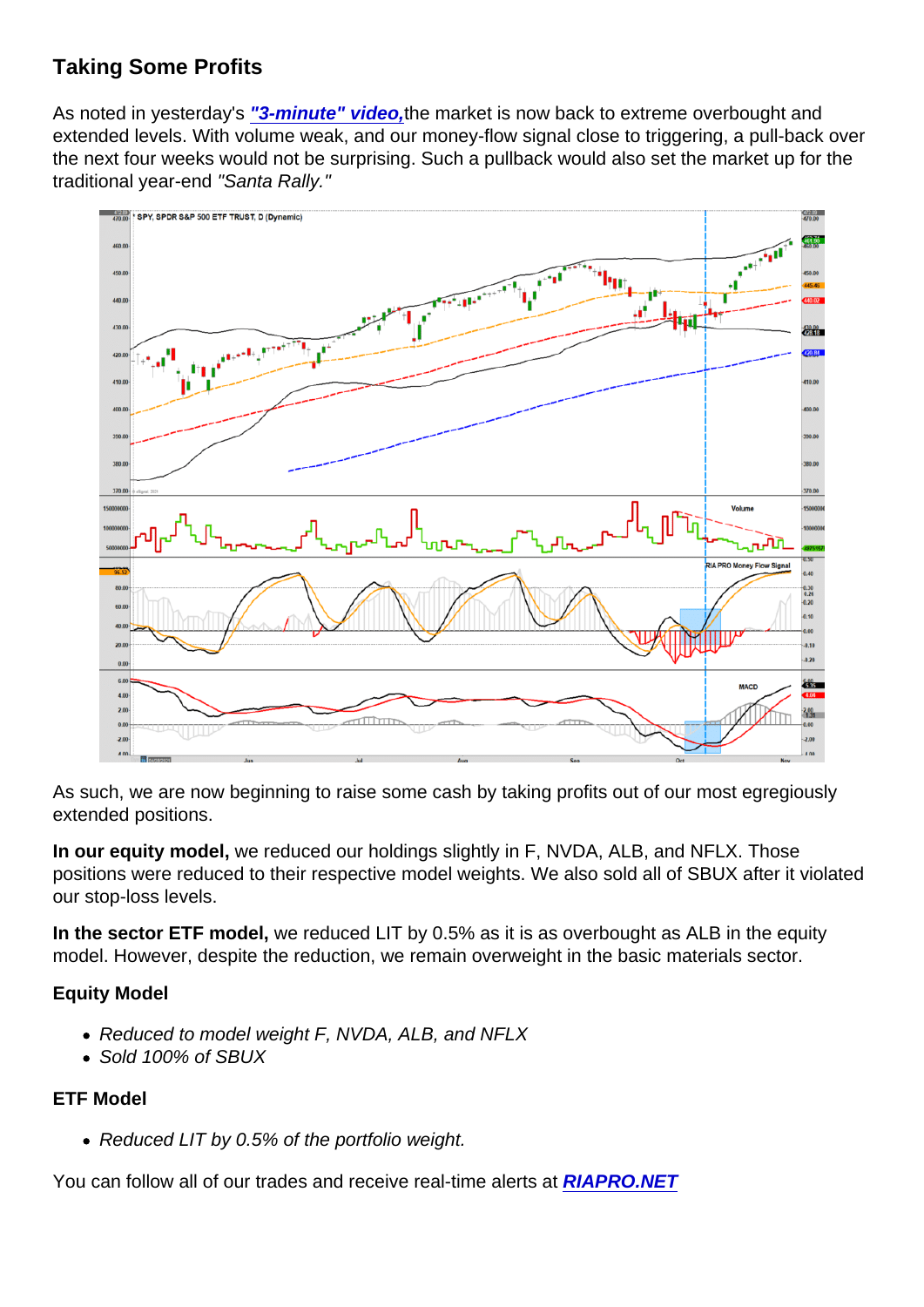## Taking Some Profits

As noted in yesterday's ***"3-minute" video,*** the market is now back to extreme overbought and extended levels. With volume weak, and our money-flow signal close to triggering, a pull-back over the next four weeks would not be surprising. Such a pullback would also set the market up for the traditional year-end *"Santa Rally."*

SPY, SPDR S&P 500 ETF TRUST, D (Dynamic)

Volume

RIA PRO Money Flow Signal

MACD

Jun
Jul
Aug
Sep
Oct
Nov

As such, we are now beginning to raise some cash by taking profits out of our most egregiously extended positions.

**In our equity model,** we reduced our holdings slightly in F, NVDA, ALB, and NFLX. Those positions were reduced to their respective model weights. We also sold all of SBUX after it violated our stop-loss levels.

**In the sector ETF model,** we reduced LIT by 0.5% as it is as overbought as ALB in the equity model. However, despite the reduction, we remain overweight in the basic materials sector.

**Equity Model**

- *Reduced to model weight F, NVDA, ALB, and NFLX*
- *Sold 100% of SBUX*

**ETF Model**

- *Reduced LIT by 0.5% of the portfolio weight.*

You can follow all of our trades and receive real-time alerts at ***RIAPRO.NET***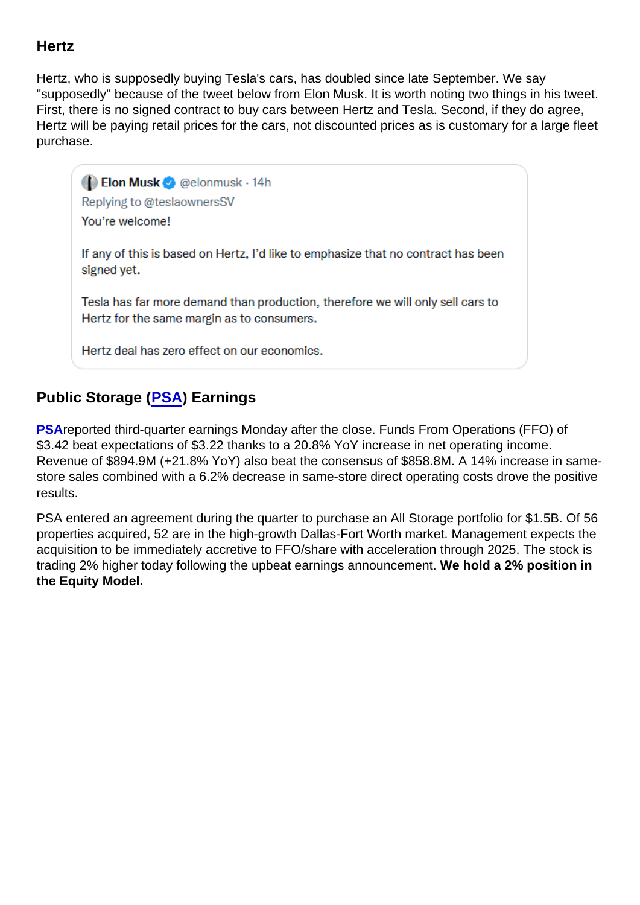## Hertz

Hertz, who is supposedly buying Tesla's cars, has doubled since late September. We say "supposedly" because of the tweet below from Elon Musk. It is worth noting two things in his tweet. First, there is no signed contract to buy cars between Hertz and Tesla. Second, if they do agree, Hertz will be paying retail prices for the cars, not discounted prices as is customary for a large fleet purchase.

> **Elon Musk** @elonmusk · 14h
> Replying to @teslaownersSV
> You're welcome!
>
> If any of this is based on Hertz, I'd like to emphasize that no contract has been signed yet.
>
> Tesla has far more demand than production, therefore we will only sell cars to Hertz for the same margin as to consumers.
>
> Hertz deal has zero effect on our economics.

## Public Storage (PSA) Earnings

**PSA** reported third-quarter earnings Monday after the close. Funds From Operations (FFO) of $3.42 beat expectations of $3.22 thanks to a 20.8% YoY increase in net operating income. Revenue of $894.9M (+21.8% YoY) also beat the consensus of $858.8M. A 14% increase in same-store sales combined with a 6.2% decrease in same-store direct operating costs drove the positive results.

PSA entered an agreement during the quarter to purchase an All Storage portfolio for $1.5B. Of 56 properties acquired, 52 are in the high-growth Dallas-Fort Worth market. Management expects the acquisition to be immediately accretive to FFO/share with acceleration through 2025. The stock is trading 2% higher today following the upbeat earnings announcement. **We hold a 2% position in the Equity Model.**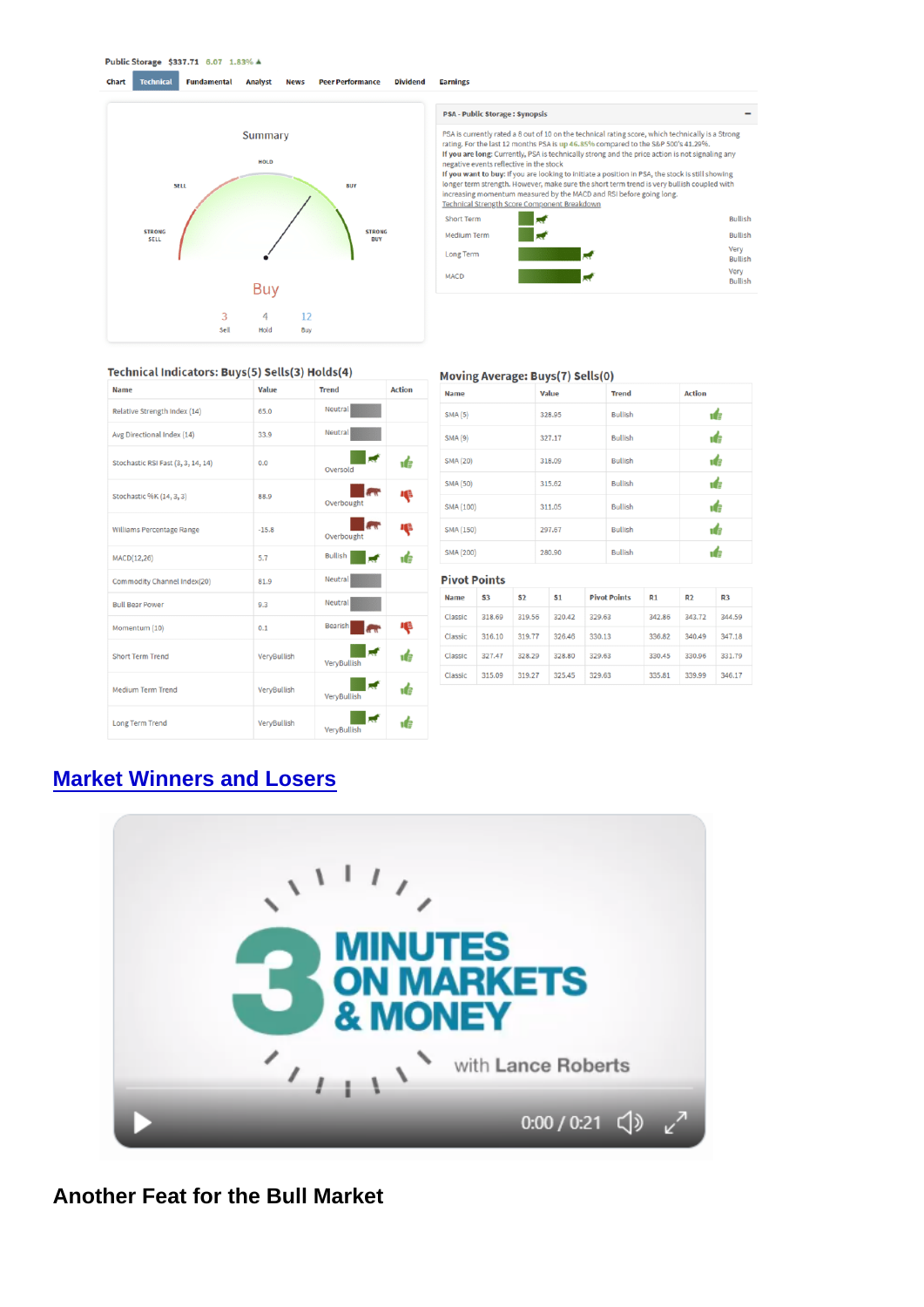Public Storage $337.71 8.07 1.83% ▲

Chart | Technical | Fundamental | Analyst | News | Peer Performance | Dividend | Earnings

Summary

HOLD
SELL
BUY
STRONG SELL
STRONG BUY

Buy

3 Sell
4 Hold
12 Buy

**PSA - Public Storage : Synopsis**

PSA is currently rated a 8 out of 10 on the technical rating score, which technically is a Strong rating. For the last 12 months PSA is up 46.85% compared to the S&P 500's 41.29%.
**If you are long:** Currently, PSA is technically strong and the price action is not signaling any negative events reflective in the stock
**If you want to buy:** If you are looking to initiate a position in PSA, the stock is still showing longer term strength. However, make sure the short term trend is very bullish coupled with increasing momentum measured by the MACD and RSI before going long.
Technical Strength Score Component Breakdown

| | |
|---|---|
| Short Term | Bullish |
| Medium Term | Bullish |
| Long Term | Very Bullish |
| MACD | Very Bullish |

**Technical Indicators: Buys(5) Sells(3) Holds(4)**

| Name | Value | Trend | Action |
|---|---|---|---|
| Relative Strength Index (14) | 65.0 | Neutral | |
| Avg Directional Index (14) | 33.9 | Neutral | |
| Stochastic RSI Fast (3, 3, 14, 14) | 0.0 | Oversold | Buy |
| Stochastic %K (14, 3, 3) | 88.9 | Overbought | Sell |
| Williams Percentage Range | -15.8 | Overbought | Sell |
| MACD(12,26) | 5.7 | Bullish | Buy |
| Commodity Channel Index(20) | 81.9 | Neutral | |
| Bull Bear Power | 9.3 | Neutral | |
| Momentum (10) | 0.1 | Bearish | Sell |
| Short Term Trend | VeryBullish | VeryBullish | Buy |
| Medium Term Trend | VeryBullish | VeryBullish | Buy |
| Long Term Trend | VeryBullish | VeryBullish | Buy |

**Moving Average: Buys(7) Sells(0)**

| Name | Value | Trend | Action |
|---|---|---|---|
| SMA (5) | 328.95 | Bullish | Buy |
| SMA (9) | 327.17 | Bullish | Buy |
| SMA (20) | 318.09 | Bullish | Buy |
| SMA (50) | 315.62 | Bullish | Buy |
| SMA (100) | 311.05 | Bullish | Buy |
| SMA (150) | 297.67 | Bullish | Buy |
| SMA (200) | 280.90 | Bullish | Buy |

**Pivot Points**

| Name | S3 | S2 | S1 | Pivot Points | R1 | R2 | R3 |
|---|---|---|---|---|---|---|---|
| Classic | 318.69 | 319.56 | 320.42 | 329.63 | 342.86 | 343.72 | 344.59 |
| Classic | 316.10 | 319.77 | 326.46 | 330.13 | 336.82 | 340.49 | 347.18 |
| Classic | 327.47 | 328.29 | 328.80 | 329.63 | 330.45 | 330.96 | 331.79 |
| Classic | 315.09 | 319.27 | 325.45 | 329.63 | 335.81 | 339.99 | 346.17 |

## Market Winners and Losers

3 MINUTES ON MARKETS & MONEY with Lance Roberts

0:00 / 0:21

## Another Feat for the Bull Market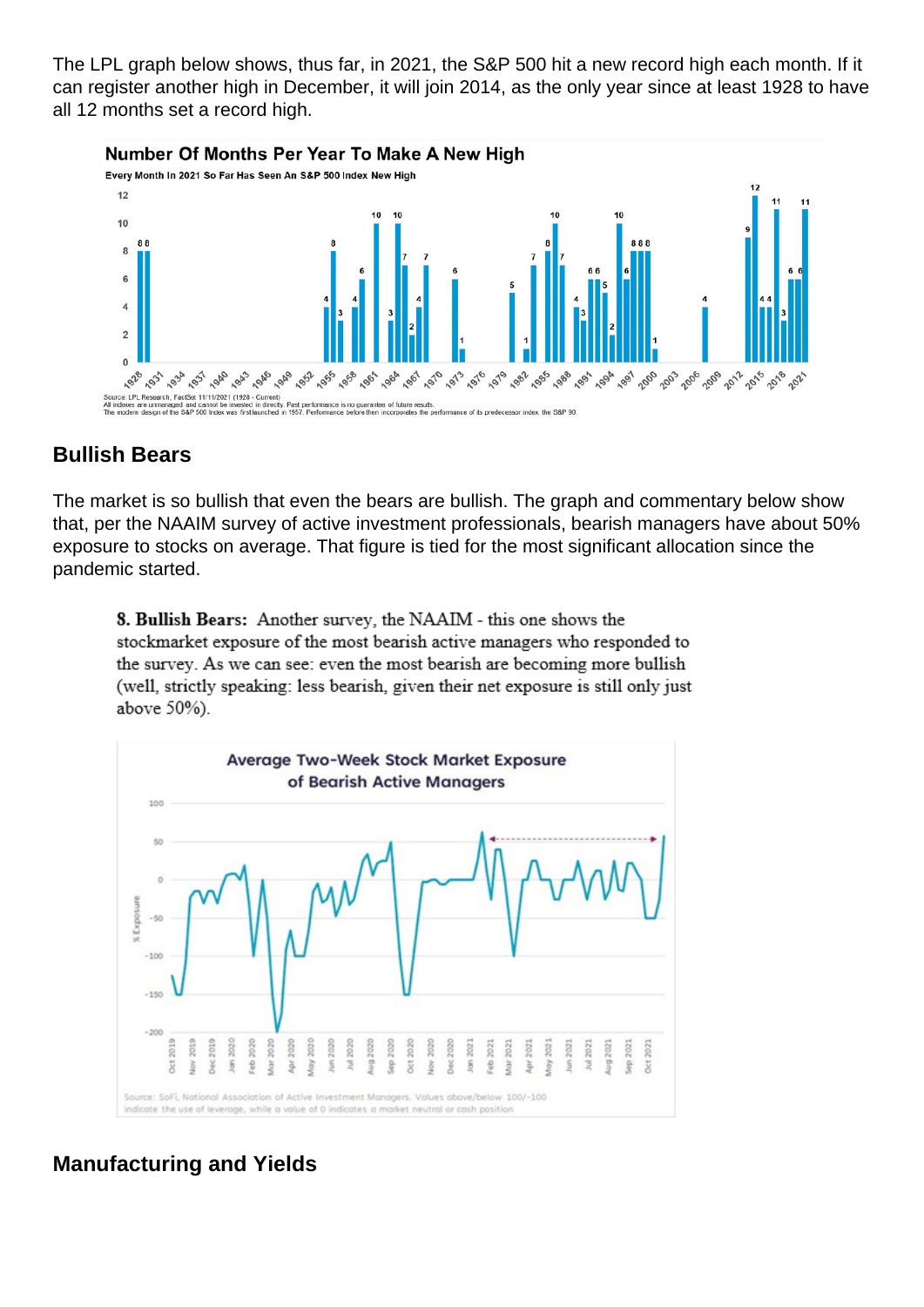The LPL graph below shows, thus far, in 2021, the S&P 500 hit a new record high each month. If it can register another high in December, it will join 2014, as the only year since at least 1928 to have all 12 months set a record high.

**Number Of Months Per Year To Make A New High**

Every Month In 2021 So Far Has Seen An S&P 500 Index New High

Source: LPL Research, FactSet 11/11/2021 (1928 - Current)
All indexes are unmanaged and cannot be invested in directly. Past performance is no guarantee of future results.
The modern design of the S&P 500 Index was first launched in 1957. Performance before then incorporates the performance of its predecessor index, the S&P 90.

## Bullish Bears

The market is so bullish that even the bears are bullish. The graph and commentary below show that, per the NAAIM survey of active investment professionals, bearish managers have about 50% exposure to stocks on average. That figure is tied for the most significant allocation since the pandemic started.

**8. Bullish Bears:** Another survey, the NAAIM - this one shows the stockmarket exposure of the most bearish active managers who responded to the survey. As we can see: even the most bearish are becoming more bullish (well, strictly speaking: less bearish, given their net exposure is still only just above 50%).

**Average Two-Week Stock Market Exposure of Bearish Active Managers**

Source: SoFi, National Association of Active Investment Managers. Values above/below 100/-100 indicate the use of leverage, while a value of 0 indicates a market neutral or cash position

## Manufacturing and Yields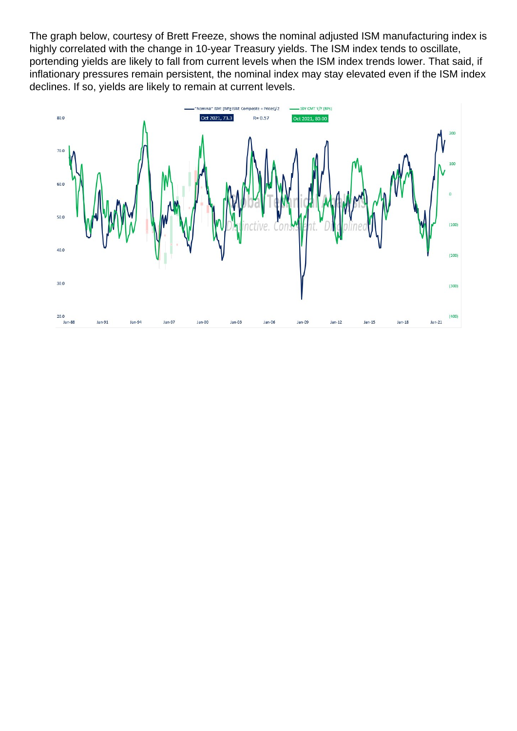The graph below, courtesy of Brett Freeze, shows the nominal adjusted ISM manufacturing index is highly correlated with the change in 10-year Treasury yields. The ISM index tends to oscillate, portending yields are likely to fall from current levels when the ISM index trends lower. That said, if inflationary pressures remain persistent, the nominal index may stay elevated even if the ISM index declines. If so, yields are likely to remain at current levels.

"Nominal" ISM: [Mfg ISM: Composite + Prices]/2
10Y CMT Y/Y (BPs)
Oct 2021, 73.3
R= 0.57
Oct 2021, 80.00

80.0
70.0
60.0
50.0
40.0
30.0
20.0

200
100
0
(100)
(200)
(300)
(400)

Jan-88 Jan-91 Jan-94 Jan-97 Jan-00 Jan-03 Jan-06 Jan-09 Jan-12 Jan-15 Jan-18 Jan-21

Global Technical Analysis
Distinctive. Consistent. Disciplined